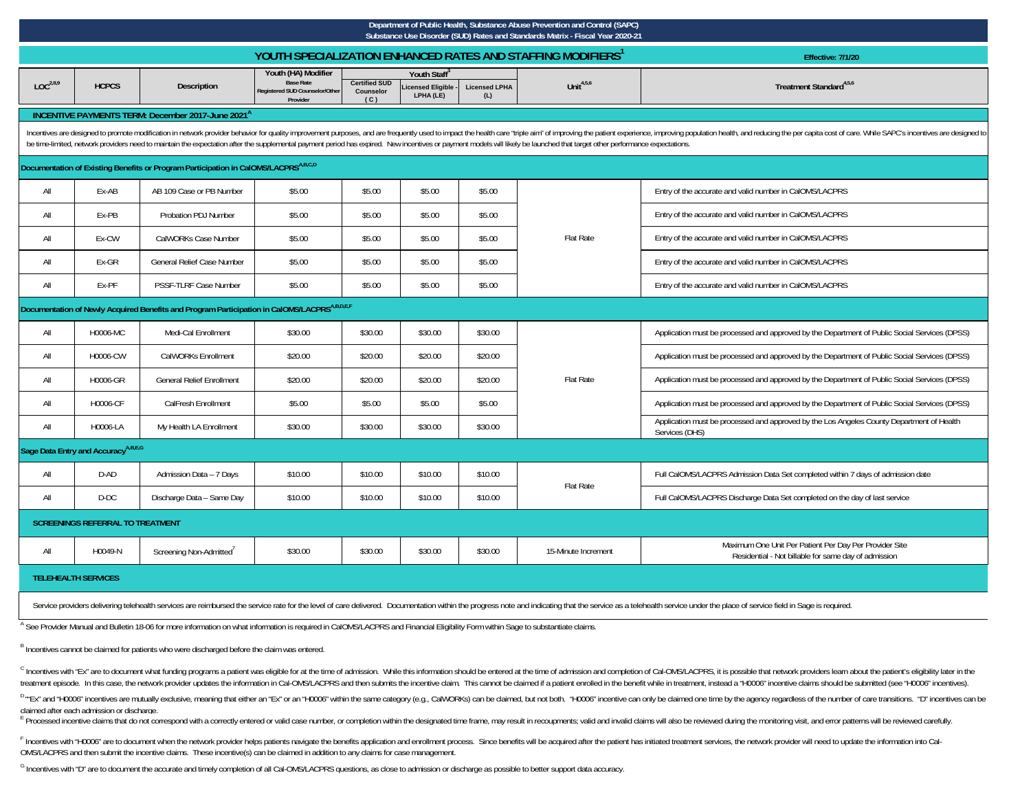**Department of Public Health, Substance Abuse Prevention and Control (SAPC)**
**Substance Use Disorder (SUD) Rates and Standards Matrix - Fiscal Year 2020-21**

## YOUTH SPECIALIZATION ENHANCED RATES AND STAFFING MODIFIERS[1]

**Effective: 7/1/20**

| LOC[2,8,9] | HCPCS | Description | Youth (HA) Modifier Base Rate Registered SUD Counselor/Other Provider | Youth Staff[3] Certified SUD Counselor (C) | Licensed Eligible - LPHA (LE) | Licensed LPHA (L) | Unit[4,5,6] | Treatment Standard[4,5,6] |
|---|---|---|---|---|---|---|---|---|
| **INCENTIVE PAYMENTS TERM: December 2017-June 2021[A]** | | | | | | | | |
| Incentives are designed to promote modification in network provider behavior for quality improvement purposes, and are frequently used to impact the health care "triple aim" of improving the patient experience, improving population health, and reducing the per capita cost of care. While SAPC's incentives are designed to be time-limited, network providers need to maintain the expectation after the supplemental payment period has expired. New incentives or payment models will likely be launched that target other performance expectations. | | | | | | | | |
| **Documentation of Existing Benefits or Program Participation in CalOMS/LACPRS[A,B,C,D]** | | | | | | | | |
| All | Ex-AB | AB 109 Case or PB Number | $5.00 | $5.00 | $5.00 | $5.00 | Flat Rate | Entry of the accurate and valid number in CalOMS/LACPRS |
| All | Ex-PB | Probation PDJ Number | $5.00 | $5.00 | $5.00 | $5.00 | Flat Rate | Entry of the accurate and valid number in CalOMS/LACPRS |
| All | Ex-CW | CalWORKs Case Number | $5.00 | $5.00 | $5.00 | $5.00 | Flat Rate | Entry of the accurate and valid number in CalOMS/LACPRS |
| All | Ex-GR | General Relief Case Number | $5.00 | $5.00 | $5.00 | $5.00 | Flat Rate | Entry of the accurate and valid number in CalOMS/LACPRS |
| All | Ex-PF | PSSF-TLRF Case Number | $5.00 | $5.00 | $5.00 | $5.00 | Flat Rate | Entry of the accurate and valid number in CalOMS/LACPRS |
| **Documentation of Newly Acquired Benefits and Program Participation in CalOMS/LACPRS[A,B,D,E,F]** | | | | | | | | |
| All | H0006-MC | Medi-Cal Enrollment | $30.00 | $30.00 | $30.00 | $30.00 | Flat Rate | Application must be processed and approved by the Department of Public Social Services (DPSS) |
| All | H0006-CW | CalWORKs Enrollment | $20.00 | $20.00 | $20.00 | $20.00 | Flat Rate | Application must be processed and approved by the Department of Public Social Services (DPSS) |
| All | H0006-GR | General Relief Enrollment | $20.00 | $20.00 | $20.00 | $20.00 | Flat Rate | Application must be processed and approved by the Department of Public Social Services (DPSS) |
| All | H0006-CF | CalFresh Enrollment | $5.00 | $5.00 | $5.00 | $5.00 | Flat Rate | Application must be processed and approved by the Department of Public Social Services (DPSS) |
| All | H0006-LA | My Health LA Enrollment | $30.00 | $30.00 | $30.00 | $30.00 | Flat Rate | Application must be processed and approved by the Los Angeles County Department of Health Services (DHS) |
| **Sage Data Entry and Accuracy[A,B,E,G]** | | | | | | | | |
| All | D-AD | Admission Data – 7 Days | $10.00 | $10.00 | $10.00 | $10.00 | Flat Rate | Full CalOMS/LACPRS Admission Data Set completed within 7 days of admission date |
| All | D-DC | Discharge Data – Same Day | $10.00 | $10.00 | $10.00 | $10.00 | Flat Rate | Full CalOMS/LACPRS Discharge Data Set completed on the day of last service |
| **SCREENINGS REFERRAL TO TREATMENT** | | | | | | | | |
| All | H0049-N | Screening Non-Admitted[7] | $30.00 | $30.00 | $30.00 | $30.00 | 15-Minute Increment | Maximum One Unit Per Patient Per Day Per Provider Site<br>Residential - Not billable for same day of admission |
| **TELEHEALTH SERVICES** | | | | | | | | |
| Service providers delivering telehealth services are reimbursed the service rate for the level of care delivered. Documentation within the progress note and indicating that the service as a telehealth service under the place of service field in Sage is required. | | | | | | | | |

[A] See Provider Manual and Bulletin 18-06 for more information on what information is required in CalOMS/LACPRS and Financial Eligibility Form within Sage to substantiate claims.

[B] Incentives cannot be claimed for patients who were discharged before the claim was entered.

[C] Incentives with "Ex" are to document what funding programs a patient was eligible for at the time of admission. While this information should be entered at the time of admission and completion of Cal-OMS/LACPRS, it is possible that network providers learn about the patient's eligibility later in the treatment episode. In this case, the network provider updates the information in Cal-OMS/LACPRS and then submits the incentive claim. This cannot be claimed if a patient enrolled in the benefit while in treatment, instead a "H0006" incentive claims should be submitted (see "H0006" incentives).

[D] "Ex" and "H0006" incentives are mutually exclusive, meaning that either an "Ex" or an "H0006" within the same category (e.g., CalWORKs) can be claimed, but not both. "H0006" incentive can only be claimed one time by the agency regardless of the number of care transitions. "D" incentives can be claimed after each admission or discharge.

[E] Processed incentive claims that do not correspond with a correctly entered or valid case number, or completion within the designated time frame, may result in recoupments; valid and invalid claims will also be reviewed during the monitoring visit, and error patterns will be reviewed carefully.

[F] Incentives with "H0006" are to document when the network provider helps patients navigate the benefits application and enrollment process. Since benefits will be acquired after the patient has initiated treatment services, the network provider will need to update the information into Cal-OMS/LACPRS and then submit the incentive claims. These incentive(s) can be claimed in addition to any claims for case management.

[G] Incentives with "D" are to document the accurate and timely completion of all Cal-OMS/LACPRS questions, as close to admission or discharge as possible to better support data accuracy.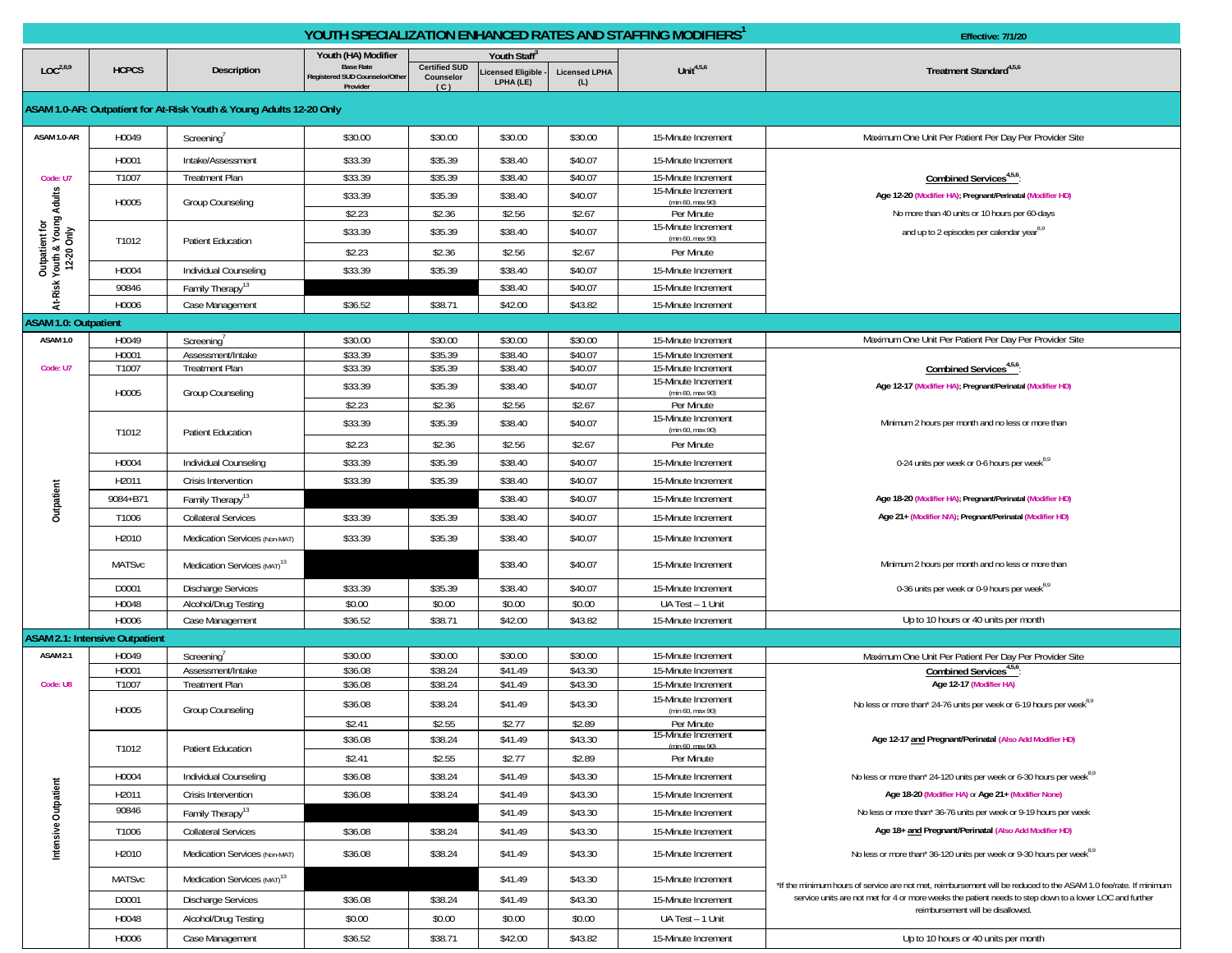# YOUTH SPECIALIZATION ENHANCED RATES AND STAFFING MODIFIERS[1]

Effective: 7/1/20

| LOC[2,8,9] | HCPCS | Description | Youth (HA) Modifier Base Rate Registered SUD Counselor/Other Provider | Youth Staff[3] Certified SUD Counselor (C) | Licensed Eligible - LPHA (LE) | Licensed LPHA (L) | Unit[4,5,6] | Treatment Standard[4,5,6] |
|---|---|---|---|---|---|---|---|---|
| **ASAM 1.0-AR: Outpatient for At-Risk Youth & Young Adults 12-20 Only** | | | | | | | | |
| ASAM 1.0-AR | H0049 | Screening[7] | $30.00 | $30.00 | $30.00 | $30.00 | 15-Minute Increment | Maximum One Unit Per Patient Per Day Per Provider Site |
| Outpatient for At-Risk Youth & Young Adults 12-20 Only; Code: U7 | H0001 | Intake/Assessment | $33.39 | $35.39 | $38.40 | $40.07 | 15-Minute Increment | **Combined Services[4,5,6]:** Age 12-20 (Modifier HA); Pregnant/Perinatal (Modifier HD) No more than 40 units or 10 hours per 60-days and up to 2 episodes per calendar year[8,9] |
| | T1007 | Treatment Plan | $33.39 | $35.39 | $38.40 | $40.07 | 15-Minute Increment | |
| | H0005 | Group Counseling | $33.39 | $35.39 | $38.40 | $40.07 | 15-Minute Increment (min 60, max 90) | |
| | | | $2.23 | $2.36 | $2.56 | $2.67 | Per Minute | |
| | T1012 | Patient Education | $33.39 | $35.39 | $38.40 | $40.07 | 15-Minute Increment (min 60, max 90) | |
| | | | $2.23 | $2.36 | $2.56 | $2.67 | Per Minute | |
| | H0004 | Individual Counseling | $33.39 | $35.39 | $38.40 | $40.07 | 15-Minute Increment | |
| | 90846 | Family Therapy[13] | | | $38.40 | $40.07 | 15-Minute Increment | |
| | H0006 | Case Management | $36.52 | $38.71 | $42.00 | $43.82 | 15-Minute Increment | |
| **ASAM 1.0: Outpatient** | | | | | | | | |
| ASAM 1.0 | H0049 | Screening[7] | $30.00 | $30.00 | $30.00 | $30.00 | 15-Minute Increment | Maximum One Unit Per Patient Per Day Per Provider Site |
| Outpatient; Code: U7 | H0001 | Assessment/Intake | $33.39 | $35.39 | $38.40 | $40.07 | 15-Minute Increment | **Combined Services[4,5,6]:** Age 12-17 (Modifier HA); Pregnant/Perinatal (Modifier HD) Minimum 2 hours per month and no less or more than 0-24 units per week or 0-6 hours per week[8,9] Age 18-20 (Modifier HA); Pregnant/Perinatal (Modifier HD) Age 21+ (Modifier N/A); Pregnant/Perinatal (Modifier HD) Minimum 2 hours per month and no less or more than 0-36 units per week or 0-9 hours per week[8,9] |
| | T1007 | Treatment Plan | $33.39 | $35.39 | $38.40 | $40.07 | 15-Minute Increment | |
| | H0005 | Group Counseling | $33.39 | $35.39 | $38.40 | $40.07 | 15-Minute Increment (min 60, max 90) | |
| | | | $2.23 | $2.36 | $2.56 | $2.67 | Per Minute | |
| | T1012 | Patient Education | $33.39 | $35.39 | $38.40 | $40.07 | 15-Minute Increment (min 60, max 90) | |
| | | | $2.23 | $2.36 | $2.56 | $2.67 | Per Minute | |
| | H0004 | Individual Counseling | $33.39 | $35.39 | $38.40 | $40.07 | 15-Minute Increment | |
| | H2011 | Crisis Intervention | $33.39 | $35.39 | $38.40 | $40.07 | 15-Minute Increment | |
| | 9084+B71 | Family Therapy[13] | | | $38.40 | $40.07 | 15-Minute Increment | |
| | T1006 | Collateral Services | $33.39 | $35.39 | $38.40 | $40.07 | 15-Minute Increment | |
| | H2010 | Medication Services (Non-MAT) | $33.39 | $35.39 | $38.40 | $40.07 | 15-Minute Increment | |
| | MATSvc | Medication Services (MAT)[13] | | | $38.40 | $40.07 | 15-Minute Increment | |
| | D0001 | Discharge Services | $33.39 | $35.39 | $38.40 | $40.07 | 15-Minute Increment | |
| | H0048 | Alcohol/Drug Testing | $0.00 | $0.00 | $0.00 | $0.00 | UA Test – 1 Unit | |
| | H0006 | Case Management | $36.52 | $38.71 | $42.00 | $43.82 | 15-Minute Increment | Up to 10 hours or 40 units per month |
| **ASAM 2.1: Intensive Outpatient** | | | | | | | | |
| ASAM 2.1 | H0049 | Screening[7] | $30.00 | $30.00 | $30.00 | $30.00 | 15-Minute Increment | Maximum One Unit Per Patient Per Day Per Provider Site |
| Intensive Outpatient; Code: U8 | H0001 | Assessment/Intake | $36.08 | $38.24 | $41.49 | $43.30 | 15-Minute Increment | **Combined Services[4,5,6]:** Age 12-17 (Modifier HA) No less or more than* 24-76 units per week or 6-19 hours per week[8,9] Age 12-17 and Pregnant/Perinatal (Also Add Modifier HD) No less or more than* 24-120 units per week or 6-30 hours per week[8,9] Age 18-20 (Modifier HA) or Age 21+ (Modifier None) No less or more than* 36-76 units per week or 9-19 hours per week Age 18+ and Pregnant/Perinatal (Also Add Modifier HD) No less or more than* 36-120 units per week or 9-30 hours per week[8,9] *If the minimum hours of service are not met, reimbursement will be reduced to the ASAM 1.0 fee/rate. If minimum service units are not met for 4 or more weeks the patient needs to step down to a lower LOC and further reimbursement will be disallowed. |
| | T1007 | Treatment Plan | $36.08 | $38.24 | $41.49 | $43.30 | 15-Minute Increment | |
| | H0005 | Group Counseling | $36.08 | $38.24 | $41.49 | $43.30 | 15-Minute Increment (min 60, max 90) | |
| | | | $2.41 | $2.55 | $2.77 | $2.89 | Per Minute | |
| | T1012 | Patient Education | $36.08 | $38.24 | $41.49 | $43.30 | 15-Minute Increment (min 60, max 90) | |
| | | | $2.41 | $2.55 | $2.77 | $2.89 | Per Minute | |
| | H0004 | Individual Counseling | $36.08 | $38.24 | $41.49 | $43.30 | 15-Minute Increment | |
| | H2011 | Crisis Intervention | $36.08 | $38.24 | $41.49 | $43.30 | 15-Minute Increment | |
| | 90846 | Family Therapy[13] | | | $41.49 | $43.30 | 15-Minute Increment | |
| | T1006 | Collateral Services | $36.08 | $38.24 | $41.49 | $43.30 | 15-Minute Increment | |
| | H2010 | Medication Services (Non-MAT) | $36.08 | $38.24 | $41.49 | $43.30 | 15-Minute Increment | |
| | MATSvc | Medication Services (MAT)[13] | | | $41.49 | $43.30 | 15-Minute Increment | |
| | D0001 | Discharge Services | $36.08 | $38.24 | $41.49 | $43.30 | 15-Minute Increment | |
| | H0048 | Alcohol/Drug Testing | $0.00 | $0.00 | $0.00 | $0.00 | UA Test – 1 Unit | |
| | H0006 | Case Management | $36.52 | $38.71 | $42.00 | $43.82 | 15-Minute Increment | Up to 10 hours or 40 units per month |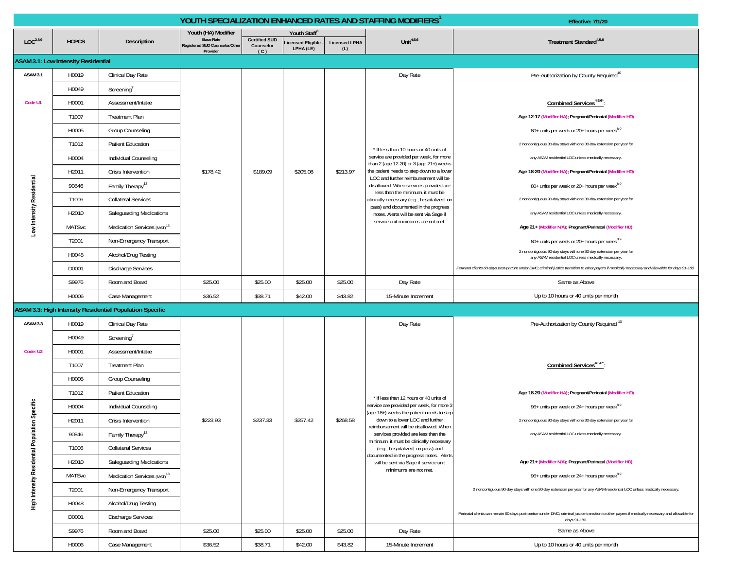# YOUTH SPECIALIZATION ENHANCED RATES AND STAFFING MODIFIERS[1]

Effective: 7/1/20

| LOC[2,8,9] | HCPCS | Description | Youth (HA) Modifier Base Rate Registered SUD Counselor/Other Provider | Youth Staff[3] Certified SUD Counselor (C) | Licensed Eligible - LPHA (LE) | Licensed LPHA (L) | Unit[4,5,6] | Treatment Standard[4,5,6] |
|---|---|---|---|---|---|---|---|---|
| **ASAM 3.1: Low Intensity Residential** | | | | | | | | |
| ASAM 3.1 | H0019 | Clinical Day Rate | $178.42 | $189.09 | $205.08 | $213.97 | Day Rate | Pre-Authorization by County Required[10] |
| Code U1 | H0049 | Screening[7] | | | | | * If less than 10 hours or 40 units of service are provided per week, for more than 2 (age 12-20) or 3 (age 21+) weeks the patient needs to step down to a lower LOC and further reimbursement will be disallowed. When services provided are less than the minimum, it must be clinically necessary (e.g., hospitalized, on pass) and documented in the progress notes. Alerts will be sent via Sage if service unit minimums are not met. | **Combined Services[4,5,6*]:** **Age 12-17 (Modifier HA); Pregnant/Perinatal (Modifier HD)** 80+ units per week or 20+ hours per week[8,9] 2 noncontiguous 30-day stays with one 30-day extension per year for any ASAM residential LOC unless medically necessary. **Age 18-20 (Modifier HA); Pregnant/Perinatal (Modifier HD)** 80+ units per week or 20+ hours per week[8,9] 2 noncontiguous 90-day stays with one 30-day extension per year for any ASAM residential LOC unless medically necessary. **Age 21+ (Modifier N/A); Pregnant/Perinatal (Modifier HD)** 80+ units per week or 20+ hours per week[8,9] 2 noncontiguous 90-day stays with one 30-day extension per year for any ASAM residential LOC unless medically necessary. *Perinatal clients 60-days post-partum under DMC; criminal justice transition to other payers if medically necessary and allowable for days 91-180.* |
| Low Intensity Residential | H0001 | Assessment/Intake | | | | | | |
| | T1007 | Treatment Plan | | | | | | |
| | H0005 | Group Counseling | | | | | | |
| | T1012 | Patient Education | | | | | | |
| | H0004 | Individual Counseling | | | | | | |
| | H2011 | Crisis Intervention | | | | | | |
| | 90846 | Family Therapy[13] | | | | | | |
| | T1006 | Collateral Services | | | | | | |
| | H2010 | Safeguarding Medications | | | | | | |
| | MATSvc | Medication Services (MAT)[13] | | | | | | |
| | T2001 | Non-Emergency Transport | | | | | | |
| | H0048 | Alcohol/Drug Testing | | | | | | |
| | D0001 | Discharge Services | | | | | | |
| | S9976 | Room and Board | $25.00 | $25.00 | $25.00 | $25.00 | Day Rate | Same as Above |
| | H0006 | Case Management | $36.52 | $38.71 | $42.00 | $43.82 | 15-Minute Increment | Up to 10 hours or 40 units per month |
| **ASAM 3.3: High Intensity Residential Population Specific** | | | | | | | | |
| ASAM 3.3 | H0019 | Clinical Day Rate | $223.93 | $237.33 | $257.42 | $268.58 | Day Rate | Pre-Authorization by County Required[10] |
| Code: U2 | H0049 | Screening[7] | | | | | * If less than 12 hours or 48 units of service are provided per week, for more 3 (age 18+) weeks the patient needs to step down to a lower LOC and further reimbursement will be disallowed. When services provided are less than the minimum, it must be clinically necessary (e.g., hospitalized, on pass) and documented in the progress notes. Alerts will be sent via Sage if service unit minimums are not met. | **Combined Services[4,5,6*]:** **Age 18-20 (Modifier HA); Pregnant/Perinatal (Modifier HD)** 96+ units per week or 24+ hours per week[8,9] 2 noncontiguous 90-day stays with one 30-day extension per year for any ASAM residential LOC unless medically necessary. **Age 21+ (Modifier N/A); Pregnant/Perinatal (Modifier HD)** 96+ units per week or 24+ hours per week[8,9] 2 noncontiguous 90-day stays with one 30-day extension per year for any ASAM residential LOC unless medically necessary. Perinatal clients can remain 60-days post-partum under DMC; criminal justice transition to other payers if medically necessary and allowable for days 91-180. |
| High Intensity Residential Population Specific | H0001 | Assessment/Intake | | | | | | |
| | T1007 | Treatment Plan | | | | | | |
| | H0005 | Group Counseling | | | | | | |
| | T1012 | Patient Education | | | | | | |
| | H0004 | Individual Counseling | | | | | | |
| | H2011 | Crisis Intervention | | | | | | |
| | 90846 | Family Therapy[13] | | | | | | |
| | T1006 | Collateral Services | | | | | | |
| | H2010 | Safeguarding Medications | | | | | | |
| | MATSvc | Medication Services (MAT)[13] | | | | | | |
| | T2001 | Non-Emergency Transport | | | | | | |
| | H0048 | Alcohol/Drug Testing | | | | | | |
| | D0001 | Discharge Services | | | | | | |
| | S9976 | Room and Board | $25.00 | $25.00 | $25.00 | $25.00 | Day Rate | Same as Above |
| | H0006 | Case Management | $36.52 | $38.71 | $42.00 | $43.82 | 15-Minute Increment | Up to 10 hours or 40 units per month |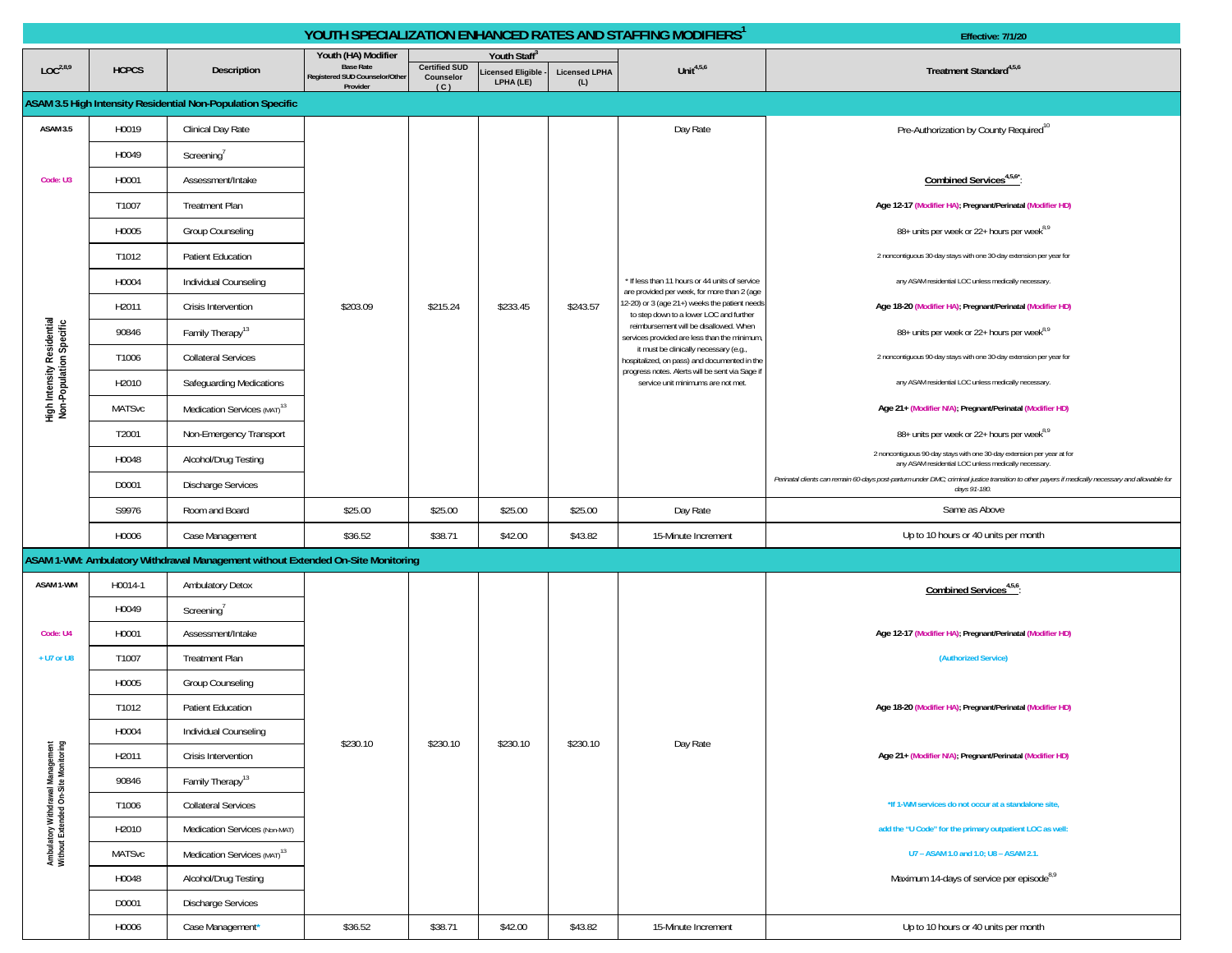# YOUTH SPECIALIZATION ENHANCED RATES AND STAFFING MODIFIERS[1]

Effective: 7/1/20

| LOC[2,8,9] | HCPCS | Description | Youth (HA) Modifier Base Rate Registered SUD Counselor/Other Provider | Youth Staff[3] Certified SUD Counselor (C) | Licensed Eligible - LPHA (LE) | Licensed LPHA (L) | Unit[4,5,6] | Treatment Standard[4,5,6] |
|---|---|---|---|---|---|---|---|---|
| **ASAM 3.5 High Intensity Residential Non-Population Specific** | | | | | | | | |
| ASAM 3.5 | H0019 | Clinical Day Rate | $203.09 | $215.24 | $233.45 | $243.57 | Day Rate | Pre-Authorization by County Required[10] |
| | H0049 | Screening[7] | | | | | * If less than 11 hours or 44 units of service are provided per week, for more than 2 (age 12-20) or 3 (age 21+) weeks the patient needs to step down to a lower LOC and further reimbursement will be disallowed. When services provided are less than the minimum, it must be clinically necessary (e.g., hospitalized, on pass) and documented in the progress notes. Alerts will be sent via Sage if service unit minimums are not met. | **Combined Services[4,5,6*]:** |
| Code: U3 | H0001 | Assessment/Intake | | | | | | **Age 12-17 (Modifier HA); Pregnant/Perinatal (Modifier HD)** |
| | T1007 | Treatment Plan | | | | | | 88+ units per week or 22+ hours per week[8,9] |
| | H0005 | Group Counseling | | | | | | 2 noncontiguous 30-day stays with one 30-day extension per year for any ASAM residential LOC unless medically necessary. |
| | T1012 | Patient Education | | | | | | **Age 18-20 (Modifier HA); Pregnant/Perinatal (Modifier HD)** |
| | H0004 | Individual Counseling | | | | | | 88+ units per week or 22+ hours per week[8,9] |
| | H2011 | Crisis Intervention | | | | | | 2 noncontiguous 90-day stays with one 30-day extension per year for any ASAM residential LOC unless medically necessary. |
| High Intensity Residential Non-Population Specific | 90846 | Family Therapy[13] | | | | | | **Age 21+ (Modifier N/A); Pregnant/Perinatal (Modifier HD)** |
| | T1006 | Collateral Services | | | | | | 88+ units per week or 22+ hours per week[8,9] |
| | H2010 | Safeguarding Medications | | | | | | 2 noncontiguous 90-day stays with one 30-day extension per year at for any ASAM residential LOC unless medically necessary. |
| | MATSvc | Medication Services (MAT)[13] | | | | | | *Perinatal clients can remain 60-days post-partum under DMC; criminal justice transition to other payers if medically necessary and allowable for days 91-180.* |
| | T2001 | Non-Emergency Transport | | | | | | |
| | H0048 | Alcohol/Drug Testing | | | | | | |
| | D0001 | Discharge Services | | | | | | |
| | S9976 | Room and Board | $25.00 | $25.00 | $25.00 | $25.00 | Day Rate | Same as Above |
| | H0006 | Case Management | $36.52 | $38.71 | $42.00 | $43.82 | 15-Minute Increment | Up to 10 hours or 40 units per month |
| **ASAM 1-WM: Ambulatory Withdrawal Management without Extended On-Site Monitoring** | | | | | | | | |
| ASAM 1-WM | H0014-1 | Ambulatory Detox | $230.10 | $230.10 | $230.10 | $230.10 | Day Rate | **Combined Services[4,5,6]:** |
| | H0049 | Screening[7] | | | | | | **Age 12-17 (Modifier HA); Pregnant/Perinatal (Modifier HD)** |
| Code: U4 + U7 or U8 | H0001 | Assessment/Intake | | | | | | **(Authorized Service)** |
| | T1007 | Treatment Plan | | | | | | **Age 18-20 (Modifier HA); Pregnant/Perinatal (Modifier HD)** |
| | H0005 | Group Counseling | | | | | | **Age 21+ (Modifier N/A); Pregnant/Perinatal (Modifier HD)** |
| | T1012 | Patient Education | | | | | | **\*If 1-WM services do not occur at a standalone site, add the "U Code" for the primary outpatient LOC as well: U7 – ASAM 1.0 and 1.0; U8 – ASAM 2.1.** |
| | H0004 | Individual Counseling | | | | | | Maximum 14-days of service per episode[8,9] |
| | H2011 | Crisis Intervention | | | | | | |
| Ambulatory Withdrawal Management Without Extended On-Site Monitoring | 90846 | Family Therapy[13] | | | | | | |
| | T1006 | Collateral Services | | | | | | |
| | H2010 | Medication Services (Non-MAT) | | | | | | |
| | MATSvc | Medication Services (MAT)[13] | | | | | | |
| | H0048 | Alcohol/Drug Testing | | | | | | |
| | D0001 | Discharge Services | | | | | | |
| | H0006 | Case Management* | $36.52 | $38.71 | $42.00 | $43.82 | 15-Minute Increment | Up to 10 hours or 40 units per month |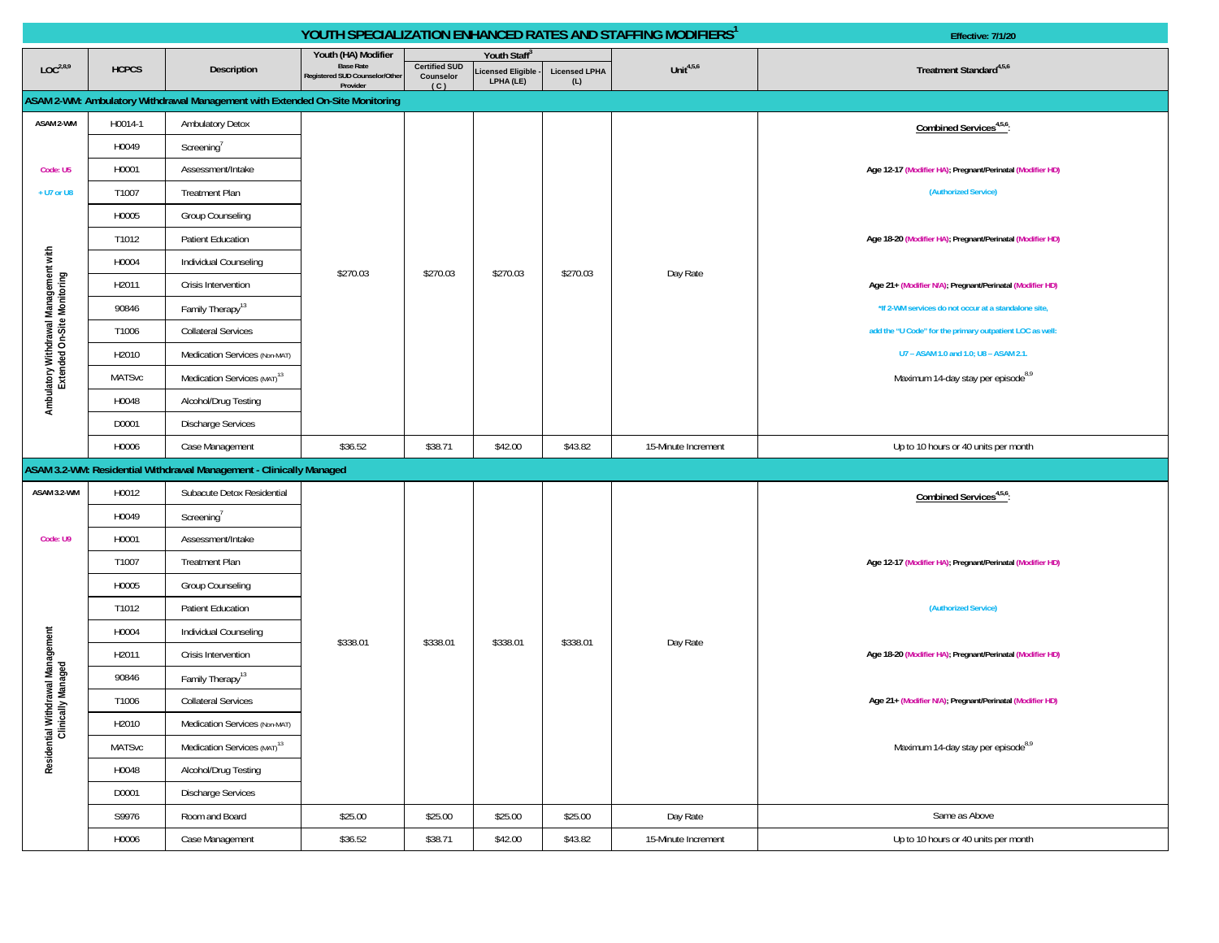# YOUTH SPECIALIZATION ENHANCED RATES AND STAFFING MODIFIERS[1]

Effective: 7/1/20

| LOC[2,8,9] | HCPCS | Description | Youth (HA) Modifier Base Rate Registered SUD Counselor/Other Provider | Youth Staff[3] Certified SUD Counselor (C) | Licensed Eligible - LPHA (LE) | Licensed LPHA (L) | Unit[4,5,6] | Treatment Standard[4,5,6] |
|---|---|---|---|---|---|---|---|---|
| **ASAM 2-WM: Ambulatory Withdrawal Management with Extended On-Site Monitoring** | | | | | | | | |
| ASAM 2-WM<br>Code: U5<br>+ U7 or U8<br>Ambulatory Withdrawal Management with Extended On-Site Monitoring | H0014-1 | Ambulatory Detox | $270.03 | $270.03 | $270.03 | $270.03 | Day Rate | **Combined Services[4,5,6]:**<br>Age 12-17 (Modifier HA); Pregnant/Perinatal (Modifier HD)<br>(Authorized Service)<br>Age 18-20 (Modifier HA); Pregnant/Perinatal (Modifier HD)<br>Age 21+ (Modifier N/A); Pregnant/Perinatal (Modifier HD)<br>*If 2-WM services do not occur at a standalone site, add the "U Code" for the primary outpatient LOC as well: U7 – ASAM 1.0 and 1.0; U8 – ASAM 2.1.<br>Maximum 14-day stay per episode[8,9] |
| | H0049 | Screening[7] | | | | | | |
| | H0001 | Assessment/Intake | | | | | | |
| | T1007 | Treatment Plan | | | | | | |
| | H0005 | Group Counseling | | | | | | |
| | T1012 | Patient Education | | | | | | |
| | H0004 | Individual Counseling | | | | | | |
| | H2011 | Crisis Intervention | | | | | | |
| | 90846 | Family Therapy[13] | | | | | | |
| | T1006 | Collateral Services | | | | | | |
| | H2010 | Medication Services (Non-MAT) | | | | | | |
| | MATSvc | Medication Services (MAT)[13] | | | | | | |
| | H0048 | Alcohol/Drug Testing | | | | | | |
| | D0001 | Discharge Services | | | | | | |
| | H0006 | Case Management | $36.52 | $38.71 | $42.00 | $43.82 | 15-Minute Increment | Up to 10 hours or 40 units per month |
| **ASAM 3.2-WM: Residential Withdrawal Management - Clinically Managed** | | | | | | | | |
| ASAM 3.2-WM<br>Code: U9<br>Residential Withdrawal Management Clinically Managed | H0012 | Subacute Detox Residential | $338.01 | $338.01 | $338.01 | $338.01 | Day Rate | **Combined Services[4,5,6]:**<br>Age 12-17 (Modifier HA); Pregnant/Perinatal (Modifier HD)<br>(Authorized Service)<br>Age 18-20 (Modifier HA); Pregnant/Perinatal (Modifier HD)<br>Age 21+ (Modifier N/A); Pregnant/Perinatal (Modifier HD)<br>Maximum 14-day stay per episode[8,9] |
| | H0049 | Screening[7] | | | | | | |
| | H0001 | Assessment/Intake | | | | | | |
| | T1007 | Treatment Plan | | | | | | |
| | H0005 | Group Counseling | | | | | | |
| | T1012 | Patient Education | | | | | | |
| | H0004 | Individual Counseling | | | | | | |
| | H2011 | Crisis Intervention | | | | | | |
| | 90846 | Family Therapy[13] | | | | | | |
| | T1006 | Collateral Services | | | | | | |
| | H2010 | Medication Services (Non-MAT) | | | | | | |
| | MATSvc | Medication Services (MAT)[13] | | | | | | |
| | H0048 | Alcohol/Drug Testing | | | | | | |
| | D0001 | Discharge Services | | | | | | |
| | S9976 | Room and Board | $25.00 | $25.00 | $25.00 | $25.00 | Day Rate | Same as Above |
| | H0006 | Case Management | $36.52 | $38.71 | $42.00 | $43.82 | 15-Minute Increment | Up to 10 hours or 40 units per month |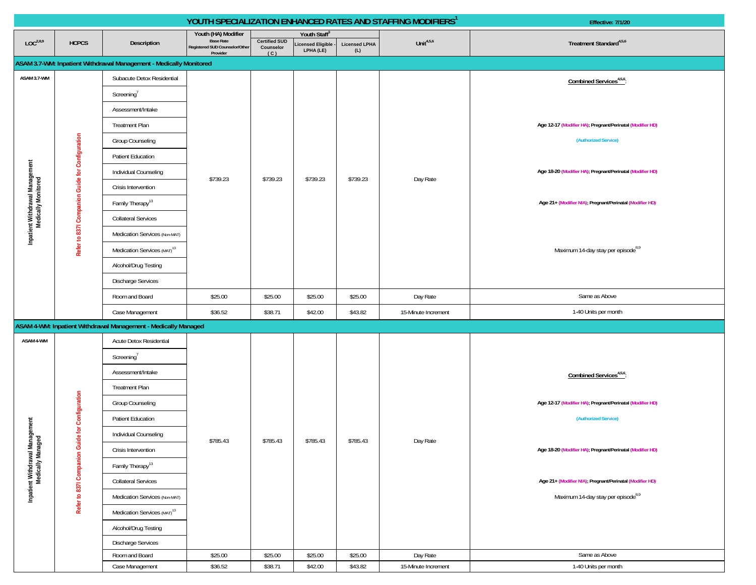# YOUTH SPECIALIZATION ENHANCED RATES AND STAFFING MODIFIERS[1]

Effective: 7/1/20

| LOC[2,8,9] | HCPCS | Description | Youth (HA) Modifier Base Rate Registered SUD Counselor/Other Provider | Youth Staff[3] Certified SUD Counselor (C) | Licensed Eligible - LPHA (LE) | Licensed LPHA (L) | Unit[4,5,6] | Treatment Standard[4,5,6] |
|---|---|---|---|---|---|---|---|---|
| **ASAM 3.7-WM: Inpatient Withdrawal Management - Medically Monitored** | | | | | | | | |
| ASAM 3.7-WM Inpatient Withdrawal Management Medically Monitored | Refer to 837I Companion Guide for Configuration | Subacute Detox Residential; Screening[7]; Assessment/Intake; Treatment Plan; Group Counseling; Patient Education; Individual Counseling; Crisis Intervention; Family Therapy[13]; Collateral Services; Medication Services (Non-MAT); Medication Services (MAT)[13]; Alcohol/Drug Testing; Discharge Services | $739.23 | $739.23 | $739.23 | $739.23 | Day Rate | **Combined Services[4,5,6]:** Age 12-17 (Modifier HA); Pregnant/Perinatal (Modifier HD) (Authorized Service) Age 18-20 (Modifier HA); Pregnant/Perinatal (Modifier HD) Age 21+ (Modifier N/A); Pregnant/Perinatal (Modifier HD) Maximum 14-day stay per episode[8,9] |
| | | Room and Board | $25.00 | $25.00 | $25.00 | $25.00 | Day Rate | Same as Above |
| | | Case Management | $36.52 | $38.71 | $42.00 | $43.82 | 15-Minute Increment | 1-40 Units per month |
| **ASAM 4-WM: Inpatient Withdrawal Management - Medically Managed** | | | | | | | | |
| ASAM 4-WM Inpatient Withdrawal Management Medically Managed | Refer to 837I Companion Guide for Configuration | Acute Detox Residential; Screening[7]; Assessment/Intake; Treatment Plan; Group Counseling; Patient Education; Individual Counseling; Crisis Intervention; Family Therapy[13]; Collateral Services; Medication Services (Non-MAT); Medication Services (MAT)[13]; Alcohol/Drug Testing; Discharge Services | $785.43 | $785.43 | $785.43 | $785.43 | Day Rate | **Combined Services[4,5,6]:** Age 12-17 (Modifier HA); Pregnant/Perinatal (Modifier HD) (Authorized Service) Age 18-20 (Modifier HA); Pregnant/Perinatal (Modifier HD) Age 21+ (Modifier N/A); Pregnant/Perinatal (Modifier HD) Maximum 14-day stay per episode[8,9] |
| | | Room and Board | $25.00 | $25.00 | $25.00 | $25.00 | Day Rate | Same as Above |
| | | Case Management | $36.52 | $38.71 | $42.00 | $43.82 | 15-Minute Increment | 1-40 Units per month |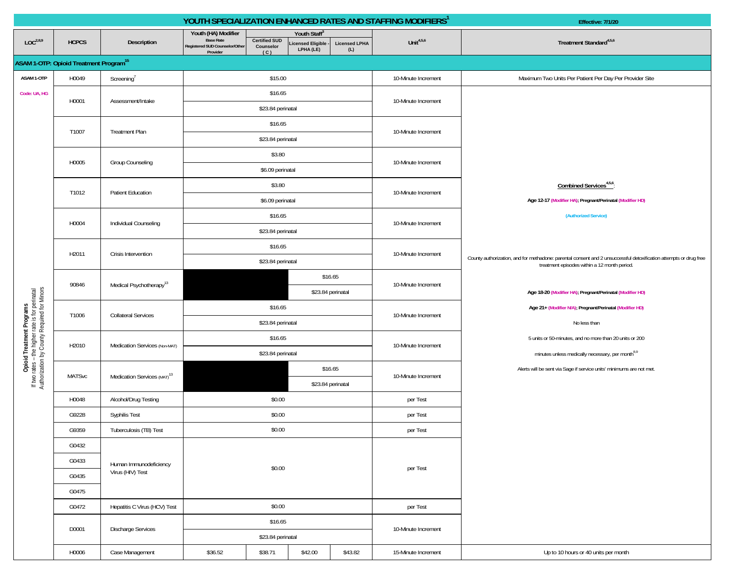# YOUTH SPECIALIZATION ENHANCED RATES AND STAFFING MODIFIERS[1]

Effective: 7/1/20

| LOC[2,8,9] | HCPCS | Description | Youth (HA) Modifier<br>Base Rate<br>Registered SUD Counselor/Other Provider | Youth Staff[3]<br>Certified SUD Counselor (C) | Licensed Eligible - LPHA (LE) | Licensed LPHA (L) | Unit[4,5,6] | Treatment Standard[4,5,6] |
|---|---|---|---|---|---|---|---|---|
| **ASAM 1-OTP: Opioid Treatment Program[15]** | | | | | | | | |
| ASAM 1-OTP | H0049 | Screening[7] | $15.00 | | | | 10-Minute Increment | Maximum Two Units Per Patient Per Day Per Provider Site |
| Code: UA, HG<br><br>Opioid Treatment Programs<br>If two rates – the higher rate is for perinatal<br>Authorization by County Required for Minors | H0001 | Assessment/Intake | $16.65<br>$23.84 perinatal | | | | 10-Minute Increment | **Combined Services[4,5,6]:**<br><br>**Age 12-17 (Modifier HA); Pregnant/Perinatal (Modifier HD)**<br><br>(Authorized Service)<br><br>County authorization, and for methadone: parental consent and 2 unsuccessful detoxification attempts or drug free treatment episodes within a 12 month period.<br><br>**Age 18-20 (Modifier HA); Pregnant/Perinatal (Modifier HD)**<br><br>**Age 21+ (Modifier N/A); Pregnant/Perinatal (Modifier HD)**<br><br>No less than 5 units or 50-minutes, and no more than 20 units or 200 minutes unless medically necessary, per month[8,9]<br><br>Alerts will be sent via Sage if service units' minimums are not met. |
| | T1007 | Treatment Plan | $16.65<br>$23.84 perinatal | | | | 10-Minute Increment | |
| | H0005 | Group Counseling | $3.80<br>$6.09 perinatal | | | | 10-Minute Increment | |
| | T1012 | Patient Education | $3.80<br>$6.09 perinatal | | | | 10-Minute Increment | |
| | H0004 | Individual Counseling | $16.65<br>$23.84 perinatal | | | | 10-Minute Increment | |
| | H2011 | Crisis Intervention | $16.65<br>$23.84 perinatal | | | | 10-Minute Increment | |
| | 90846 | Medical Psychotherapy[13] | | | $16.65<br>$23.84 perinatal | | 10-Minute Increment | |
| | T1006 | Collateral Services | $16.65<br>$23.84 perinatal | | | | 10-Minute Increment | |
| | H2010 | Medication Services (Non-MAT) | $16.65<br>$23.84 perinatal | | | | 10-Minute Increment | |
| | MATSvc | Medication Services (MAT)[13] | | | $16.65<br>$23.84 perinatal | | 10-Minute Increment | |
| | H0048 | Alcohol/Drug Testing | $0.00 | | | | per Test | |
| | G9228 | Syphilis Test | $0.00 | | | | per Test | |
| | G9359 | Tuberculosis (TB) Test | $0.00 | | | | per Test | |
| | G0432<br>G0433<br>G0435<br>G0475 | Human Immunodeficiency Virus (HIV) Test | $0.00 | | | | per Test | |
| | G0472 | Hepatitis C Virus (HCV) Test | $0.00 | | | | per Test | |
| | D0001 | Discharge Services | $16.65<br>$23.84 perinatal | | | | 10-Minute Increment | |
| | H0006 | Case Management | $36.52 | $38.71 | $42.00 | $43.82 | 15-Minute Increment | Up to 10 hours or 40 units per month |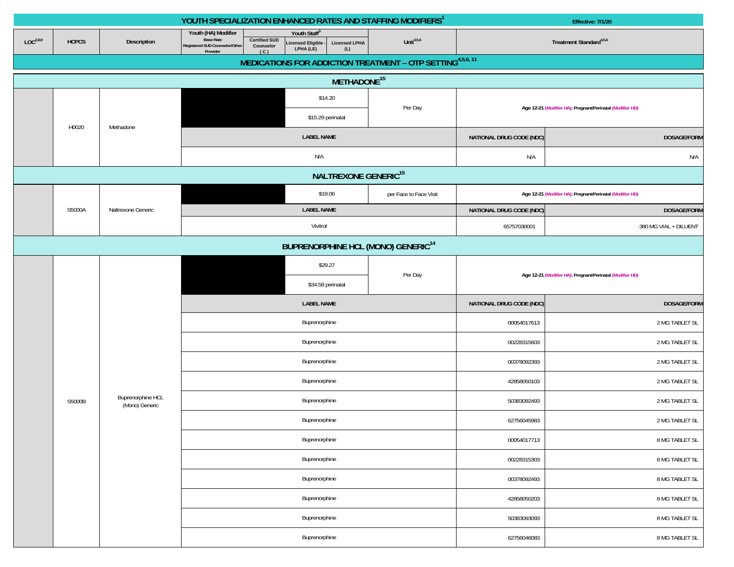# YOUTH SPECIALIZATION ENHANCED RATES AND STAFFING MODIFIERS[1]

Effective: 7/1/20

| LOC[2,8,9] | HCPCS | Description | Youth (HA) Modifier Base Rate Registered SUD Counselor/Other Provider | Youth Staff[3] Certified SUD Counselor (C) | Licensed Eligible - LPHA (LE) | Licensed LPHA (L) | Unit[4,5,6] | Treatment Standard[4,5,6] | |
|---|---|---|---|---|---|---|---|---|---|
| **MEDICATIONS FOR ADDICTION TREATMENT – OTP SETTING[4,5,6, 11]** | | | | | | | | | |
| **METHADONE[15]** | | | | | | | | | |
| | H0020 | Methadone | | | $14.20 | | Per Day | Age 12-21 (Modifier HA); Pregnant/Perinatal (Modifier HD) | |
| | | | | | $15.29 perinatal | | | | |
| | | | **LABEL NAME** | | | | | **NATIONAL DRUG CODE (NDC)** | **DOSAGE/FORM** |
| | | | N/A | | | | | N/A | N/A |
| **NALTREXONE GENERIC[15]** | | | | | | | | | |
| | S5000A | Naltrexone Generic | | | $19.06 | | per Face to Face Visit | Age 12-21 (Modifier HA); Pregnant/Perinatal (Modifier HD) | |
| | | | **LABEL NAME** | | | | | **NATIONAL DRUG CODE (NDC)** | **DOSAGE/FORM** |
| | | | Vivitrol | | | | | 65757030001 | 380 MG VIAL + DILUENT |
| **BUPRENORPHINE HCL (MONO) GENERIC[14]** | | | | | | | | | |
| | S5000B | Buprenorphine HCL (Mono) Generic | | | $29.27 | | Per Day | Age 12-21 (Modifier HA); Pregnant/Perinatal (Modifier HD) | |
| | | | | | $34.58 perinatal | | | | |
| | | | **LABEL NAME** | | | | | **NATIONAL DRUG CODE (NDC)** | **DOSAGE/FORM** |
| | | | Buprenorphine | | | | | 00054017613 | 2 MG TABLET SL |
| | | | Buprenorphine | | | | | 00228315603 | 2 MG TABLET SL |
| | | | Buprenorphine | | | | | 00378092393 | 2 MG TABLET SL |
| | | | Buprenorphine | | | | | 42858050103 | 2 MG TABLET SL |
| | | | Buprenorphine | | | | | 50383092493 | 2 MG TABLET SL |
| | | | Buprenorphine | | | | | 62756045983 | 2 MG TABLET SL |
| | | | Buprenorphine | | | | | 00054017713 | 8 MG TABLET SL |
| | | | Buprenorphine | | | | | 00228315303 | 8 MG TABLET SL |
| | | | Buprenorphine | | | | | 00378092493 | 8 MG TABLET SL |
| | | | Buprenorphine | | | | | 42858050203 | 8 MG TABLET SL |
| | | | Buprenorphine | | | | | 50383093093 | 8 MG TABLET SL |
| | | | Buprenorphine | | | | | 62756046083 | 8 MG TABLET SL |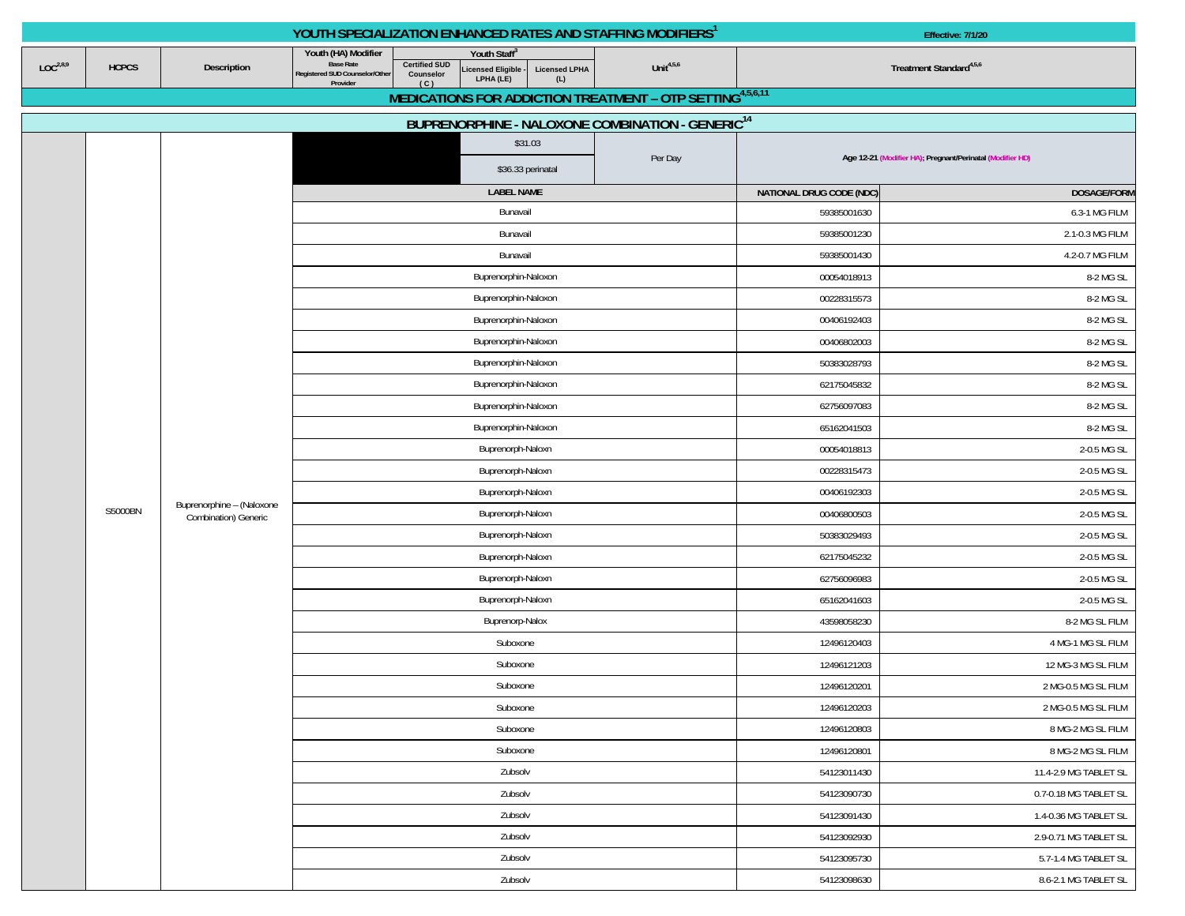# YOUTH SPECIALIZATION ENHANCED RATES AND STAFFING MODIFIERS[1]

Effective: 7/1/20

| LOC[2,8,9] | HCPCS | Description | Youth (HA) Modifier Base Rate Registered SUD Counselor/Other Provider | Youth Staff[3] Certified SUD Counselor (C) | Youth Staff[3] Licensed Eligible - LPHA (LE) | Youth Staff[3] Licensed LPHA (L) | Unit[4,5,6] | Treatment Standard[4,5,6] | |
|---|---|---|---|---|---|---|---|---|---|
| **MEDICATIONS FOR ADDICTION TREATMENT – OTP SETTING[4,5,6,11]** | | | | | | | | | |
| **BUPRENORPHINE - NALOXONE COMBINATION - GENERIC[14]** | | | | | | | | | |
| | S5000BN | Buprenorphine – (Naloxone Combination) Generic | | $31.03 / $36.33 perinatal | | | Per Day | Age 12-21 (Modifier HA); Pregnant/Perinatal (Modifier HD) | |
| | | | **LABEL NAME** | | | | | **NATIONAL DRUG CODE (NDC)** | **DOSAGE/FORM** |
| | | | Bunavail | | | | | 59385001630 | 6.3-1 MG FILM |
| | | | Bunavail | | | | | 59385001230 | 2.1-0.3 MG FILM |
| | | | Bunavail | | | | | 59385001430 | 4.2-0.7 MG FILM |
| | | | Buprenorphin-Naloxon | | | | | 00054018913 | 8-2 MG SL |
| | | | Buprenorphin-Naloxon | | | | | 00228315573 | 8-2 MG SL |
| | | | Buprenorphin-Naloxon | | | | | 00406192403 | 8-2 MG SL |
| | | | Buprenorphin-Naloxon | | | | | 00406802003 | 8-2 MG SL |
| | | | Buprenorphin-Naloxon | | | | | 50383028793 | 8-2 MG SL |
| | | | Buprenorphin-Naloxon | | | | | 62175045832 | 8-2 MG SL |
| | | | Buprenorphin-Naloxon | | | | | 62756097083 | 8-2 MG SL |
| | | | Buprenorphin-Naloxon | | | | | 65162041503 | 8-2 MG SL |
| | | | Buprenorph-Naloxn | | | | | 00054018813 | 2-0.5 MG SL |
| | | | Buprenorph-Naloxn | | | | | 00228315473 | 2-0.5 MG SL |
| | | | Buprenorph-Naloxn | | | | | 00406192303 | 2-0.5 MG SL |
| | | | Buprenorph-Naloxn | | | | | 00406800503 | 2-0.5 MG SL |
| | | | Buprenorph-Naloxn | | | | | 50383029493 | 2-0.5 MG SL |
| | | | Buprenorph-Naloxn | | | | | 62175045232 | 2-0.5 MG SL |
| | | | Buprenorph-Naloxn | | | | | 62756096983 | 2-0.5 MG SL |
| | | | Buprenorph-Naloxn | | | | | 65162041603 | 2-0.5 MG SL |
| | | | Buprenorp-Nalox | | | | | 43598058230 | 8-2 MG SL FILM |
| | | | Suboxone | | | | | 12496120403 | 4 MG-1 MG SL FILM |
| | | | Suboxone | | | | | 12496121203 | 12 MG-3 MG SL FILM |
| | | | Suboxone | | | | | 12496120201 | 2 MG-0.5 MG SL FILM |
| | | | Suboxone | | | | | 12496120203 | 2 MG-0.5 MG SL FILM |
| | | | Suboxone | | | | | 12496120803 | 8 MG-2 MG SL FILM |
| | | | Suboxone | | | | | 12496120801 | 8 MG-2 MG SL FILM |
| | | | Zubsolv | | | | | 54123011430 | 11.4-2.9 MG TABLET SL |
| | | | Zubsolv | | | | | 54123090730 | 0.7-0.18 MG TABLET SL |
| | | | Zubsolv | | | | | 54123091430 | 1.4-0.36 MG TABLET SL |
| | | | Zubsolv | | | | | 54123092930 | 2.9-0.71 MG TABLET SL |
| | | | Zubsolv | | | | | 54123095730 | 5.7-1.4 MG TABLET SL |
| | | | Zubsolv | | | | | 54123098630 | 8.6-2.1 MG TABLET SL |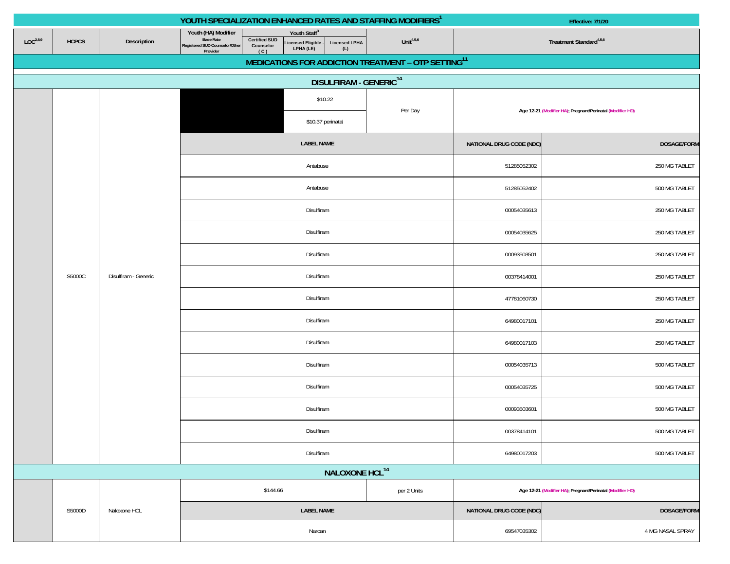# YOUTH SPECIALIZATION ENHANCED RATES AND STAFFING MODIFIERS[1]

Effective: 7/1/20

| LOC[2,8,9] | HCPCS | Description | Youth (HA) Modifier Base Rate Registered SUD Counselor/Other Provider | Youth Staff[3] Certified SUD Counselor (C) | Licensed Eligible - LPHA (LE) | Licensed LPHA (L) | Unit[4,5,6] | Treatment Standard[4,5,6] | |
|---|---|---|---|---|---|---|---|---|---|
| **MEDICATIONS FOR ADDICTION TREATMENT – OTP SETTING[11]** | | | | | | | | | |
| **DISULFIRAM - GENERIC[14]** | | | | | | | | | |
| | S5000C | Disulfiram - Generic | | | $10.22 | | Per Day | Age 12-21 (Modifier HA); Pregnant/Perinatal (Modifier HD) | |
| | | | | | $10.37 perinatal | | | | |
| | | | **LABEL NAME** | | | | | **NATIONAL DRUG CODE (NDC)** | **DOSAGE/FORM** |
| | | | Antabuse | | | | | 51285052302 | 250 MG TABLET |
| | | | Antabuse | | | | | 51285052402 | 500 MG TABLET |
| | | | Disulfiram | | | | | 00054035613 | 250 MG TABLET |
| | | | Disulfiram | | | | | 00054035625 | 250 MG TABLET |
| | | | Disulfiram | | | | | 00093503501 | 250 MG TABLET |
| | | | Disulfiram | | | | | 00378414001 | 250 MG TABLET |
| | | | Disulfiram | | | | | 47781060730 | 250 MG TABLET |
| | | | Disulfiram | | | | | 64980017101 | 250 MG TABLET |
| | | | Disulfiram | | | | | 64980017103 | 250 MG TABLET |
| | | | Disulfiram | | | | | 00054035713 | 500 MG TABLET |
| | | | Disulfiram | | | | | 00054035725 | 500 MG TABLET |
| | | | Disulfiram | | | | | 00093503601 | 500 MG TABLET |
| | | | Disulfiram | | | | | 00378414101 | 500 MG TABLET |
| | | | Disulfiram | | | | | 64980017203 | 500 MG TABLET |
| **NALOXONE HCL[14]** | | | | | | | | | |
| | S5000D | Naloxone HCL | $144.66 | | | | per 2 Units | Age 12-21 (Modifier HA); Pregnant/Perinatal (Modifier HD) | |
| | | | **LABEL NAME** | | | | | **NATIONAL DRUG CODE (NDC)** | **DOSAGE/FORM** |
| | | | Narcan | | | | | 69547035302 | 4 MG NASAL SPRAY |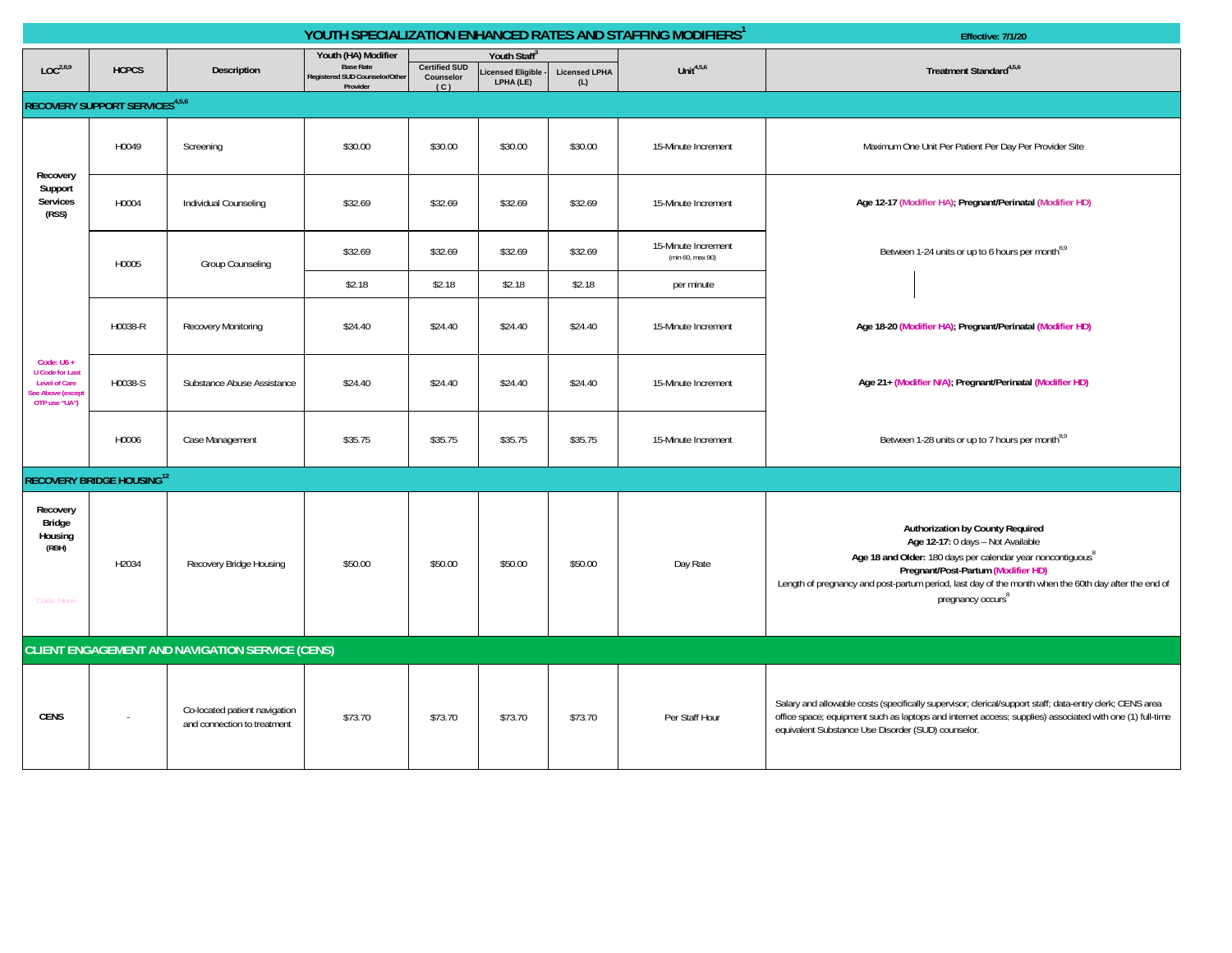# YOUTH SPECIALIZATION ENHANCED RATES AND STAFFING MODIFIERS[1]

Effective: 7/1/20

| LOC[2,8,9] | HCPCS | Description | Youth (HA) Modifier Base Rate Registered SUD Counselor/Other Provider | Youth Staff[3] | | | Unit[4,5,6] | Treatment Standard[4,5,6] |
|---|---|---|---|---|---|---|---|---|
| | | | | Certified SUD Counselor (C) | Licensed Eligible - LPHA (LE) | Licensed LPHA (L) | | |
| **RECOVERY SUPPORT SERVICES[4,5,6]** | | | | | | | | |
| **Recovery Support Services (RSS)** | H0049 | Screening | $30.00 | $30.00 | $30.00 | $30.00 | 15-Minute Increment | Maximum One Unit Per Patient Per Day Per Provider Site |
| | H0004 | Individual Counseling | $32.69 | $32.69 | $32.69 | $32.69 | 15-Minute Increment | **Age 12-17 (Modifier HA); Pregnant/Perinatal (Modifier HD)** |
| | H0005 | Group Counseling | $32.69 | $32.69 | $32.69 | $32.69 | 15-Minute Increment (min 60, max 90) | Between 1-24 units or up to 6 hours per month[8,9] |
| | | | $2.18 | $2.18 | $2.18 | $2.18 | per minute | |
| | H0038-R | Recovery Monitoring | $24.40 | $24.40 | $24.40 | $24.40 | 15-Minute Increment | **Age 18-20 (Modifier HA); Pregnant/Perinatal (Modifier HD)** |
| Code: U6 + U Code for Last Level of Care See Above (except OTP use "UA") | H0038-S | Substance Abuse Assistance | $24.40 | $24.40 | $24.40 | $24.40 | 15-Minute Increment | **Age 21+ (Modifier N/A); Pregnant/Perinatal (Modifier HD)** |
| | H0006 | Case Management | $35.75 | $35.75 | $35.75 | $35.75 | 15-Minute Increment | Between 1-28 units or up to 7 hours per month[8,9] |
| **RECOVERY BRIDGE HOUSING[12]** | | | | | | | | |
| **Recovery Bridge Housing (RBH)** Code: None | H2034 | Recovery Bridge Housing | $50.00 | $50.00 | $50.00 | $50.00 | Day Rate | **Authorization by County Required** **Age 12-17:** 0 days – Not Available **Age 18 and Older:** 180 days per calendar year noncontiguous[8] **Pregnant/Post-Partum (Modifier HD)** Length of pregnancy and post-partum period, last day of the month when the 60th day after the end of pregnancy occurs[8] |
| **CLIENT ENGAGEMENT AND NAVIGATION SERVICE (CENS)** | | | | | | | | |
| **CENS** | - | Co-located patient navigation and connection to treatment | $73.70 | $73.70 | $73.70 | $73.70 | Per Staff Hour | Salary and allowable costs (specifically supervisor; clerical/support staff; data-entry clerk; CENS area office space; equipment such as laptops and internet access; supplies) associated with one (1) full-time equivalent Substance Use Disorder (SUD) counselor. |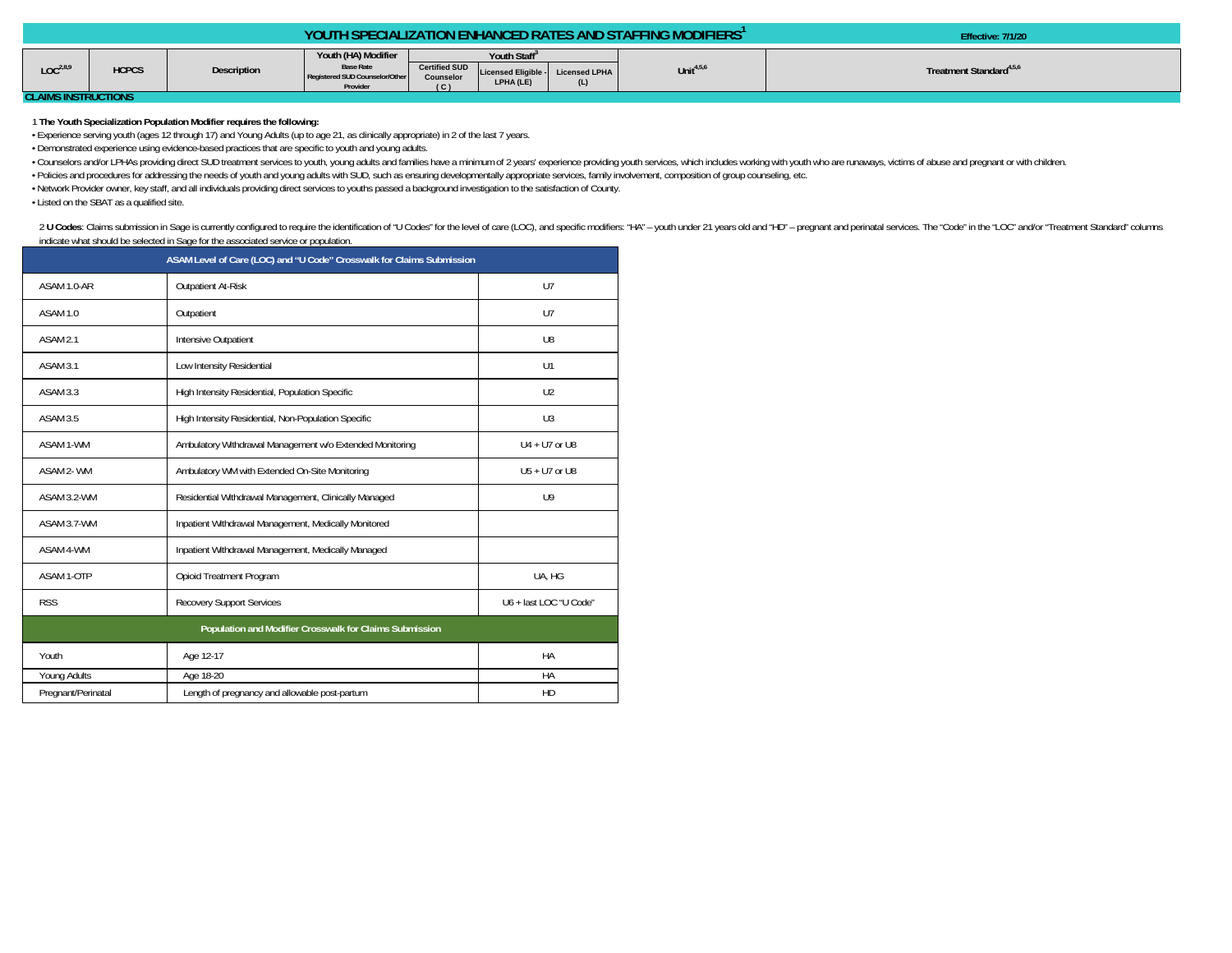# YOUTH SPECIALIZATION ENHANCED RATES AND STAFFING MODIFIERS[1]

Effective: 7/1/20

| LOC[2,8,9] | HCPCS | Description | Youth (HA) Modifier | Youth Staff[3] | | | Unit[4,5,6] | Treatment Standard[4,5,6] |
|---|---|---|---|---|---|---|---|---|
| | | | Base Rate Registered SUD Counselor/Other Provider | Certified SUD Counselor (C) | Licensed Eligible - LPHA (LE) | Licensed LPHA (L) | | |

**CLAIMS INSTRUCTIONS**

1 **The Youth Specialization Population Modifier requires the following:**

- Experience serving youth (ages 12 through 17) and Young Adults (up to age 21, as clinically appropriate) in 2 of the last 7 years.
- Demonstrated experience using evidence-based practices that are specific to youth and young adults.
- Counselors and/or LPHAs providing direct SUD treatment services to youth, young adults and families have a minimum of 2 years' experience providing youth services, which includes working with youth who are runaways, victims of abuse and pregnant or with children.
- Policies and procedures for addressing the needs of youth and young adults with SUD, such as ensuring developmentally appropriate services, family involvement, composition of group counseling, etc.
- Network Provider owner, key staff, and all individuals providing direct services to youths passed a background investigation to the satisfaction of County.
- Listed on the SBAT as a qualified site.

2 **U Codes**: Claims submission in Sage is currently configured to require the identification of "U Codes" for the level of care (LOC), and specific modifiers: "HA" – youth under 21 years old and "HD" – pregnant and perinatal services. The "Code" in the "LOC" and/or "Treatment Standard" columns indicate what should be selected in Sage for the associated service or population.

| ASAM Level of Care (LOC) and "U Code" Crosswalk for Claims Submission | | |
|---|---|---|
| ASAM 1.0-AR | Outpatient At-Risk | U7 |
| ASAM 1.0 | Outpatient | U7 |
| ASAM 2.1 | Intensive Outpatient | U8 |
| ASAM 3.1 | Low Intensity Residential | U1 |
| ASAM 3.3 | High Intensity Residential, Population Specific | U2 |
| ASAM 3.5 | High Intensity Residential, Non-Population Specific | U3 |
| ASAM 1-WM | Ambulatory Withdrawal Management w/o Extended Monitoring | U4 + U7 or U8 |
| ASAM 2- WM | Ambulatory WM with Extended On-Site Monitoring | U5 + U7 or U8 |
| ASAM 3.2-WM | Residential Withdrawal Management, Clinically Managed | U9 |
| ASAM 3.7-WM | Inpatient Withdrawal Management, Medically Monitored | |
| ASAM 4-WM | Inpatient Withdrawal Management, Medically Managed | |
| ASAM 1-OTP | Opioid Treatment Program | UA, HG |
| RSS | Recovery Support Services | U6 + last LOC "U Code" |

| Population and Modifier Crosswalk for Claims Submission | | |
|---|---|---|
| Youth | Age 12-17 | HA |
| Young Adults | Age 18-20 | HA |
| Pregnant/Perinatal | Length of pregnancy and allowable post-partum | HD |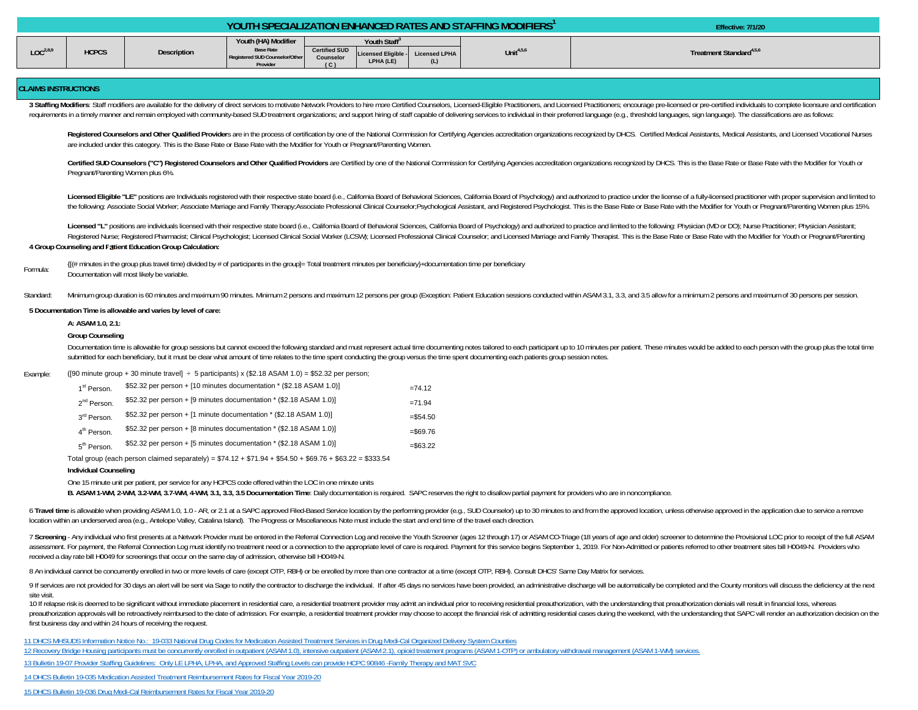# YOUTH SPECIALIZATION ENHANCED RATES AND STAFFING MODIFIERS[1]

Effective: 7/1/20

| LOC[2,8,9] | HCPCS | Description | Youth (HA) Modifier | Youth Staff[3] | | | Unit[4,5,6] | Treatment Standard[4,5,6] |
|---|---|---|---|---|---|---|---|---|
| | | | Base Rate Registered SUD Counselor/Other Provider | Certified SUD Counselor (C) | Licensed Eligible - LPHA (LE) | Licensed LPHA (L) | | |

## CLAIMS INSTRUCTIONS

**3 Staffing Modifiers**: Staff modifiers are available for the delivery of direct services to motivate Network Providers to hire more Certified Counselors, Licensed-Eligible Practitioners, and Licensed Practitioners; encourage pre-licensed or pre-certified individuals to complete licensure and certification requirements in a timely manner and remain employed with community-based SUD treatment organizations; and support hiring of staff capable of delivering services to individual in their preferred language (e.g., threshold languages, sign language). The classifications are as follows:

**Registered Counselors and Other Qualified Provider**s are in the process of certification by one of the National Commission for Certifying Agencies accreditation organizations recognized by DHCS. Certified Medical Assistants, Medical Assistants, and Licensed Vocational Nurses are included under this category. This is the Base Rate or Base Rate with the Modifier for Youth or Pregnant/Parenting Women.

**Certified SUD Counselors ("C") Registered Counselors and Other Qualified Providers** are Certified by one of the National Commission for Certifying Agencies accreditation organizations recognized by DHCS. This is the Base Rate or Base Rate with the Modifier for Youth or Pregnant/Parenting Women plus 6%.

**Licensed Eligible "LE"** positions are Individuals registered with their respective state board (i.e., California Board of Behavioral Sciences, California Board of Psychology) and authorized to practice under the license of a fully-licensed practitioner with proper supervision and limited to the following: Associate Social Worker; Associate Marriage and Family Therapy;Associate Professional Clinical Counselor;Psychological Assistant, and Registered Psychologist. This is the Base Rate or Base Rate with the Modifier for Youth or Pregnant/Parenting Women plus 15%.

**Licensed "L"** positions are individuals licensed with their respective state board (i.e., California Board of Behavioral Sciences, California Board of Psychology) and authorized to practice and limited to the following: Physician (MD or DO); Nurse Practitioner; Physician Assistant; Registered Nurse; Registered Pharmacist; Clinical Psychologist; Licensed Clinical Social Worker (LCSW); Licensed Professional Clinical Counselor; and Licensed Marriage and Family Therapist. This is the Base Rate or Base Rate with the Modifier for Youth or Pregnant/Parenting

**4 Group Counseling and Patient Education Group Calculation:**

Formula: {[(# minutes in the group plus travel time) divided by # of participants in the group]= Total treatment minutes per beneficiary}+documentation time per beneficiary
Documentation will most likely be variable.

Standard: Minimum group duration is 60 minutes and maximum 90 minutes. Minimum 2 persons and maximum 12 persons per group (Exception: Patient Education sessions conducted within ASAM 3.1, 3.3, and 3.5 allow for a minimum 2 persons and maximum of 30 persons per session.

**5 Documentation Time is allowable and varies by level of care:**

**A: ASAM 1.0, 2.1:**

**Group Counseling**

Documentation time is allowable for group sessions but cannot exceed the following standard and must represent actual time documenting notes tailored to each participant up to 10 minutes per patient. These minutes would be added to each person with the group plus the total time submitted for each beneficiary, but it must be clear what amount of time relates to the time spent conducting the group versus the time spent documenting each patients group session notes.

Example: ([90 minute group + 30 minute travel] ÷ 5 participants) x ($2.18 ASAM 1.0) = $52.32 per person;

| | | |
|---|---|---|
| 1st Person. | $52.32 per person + [10 minutes documentation * ($2.18 ASAM 1.0)] | =74.12 |
| 2nd Person. | $52.32 per person + [9 minutes documentation * ($2.18 ASAM 1.0)] | =71.94 |
| 3rd Person. | $52.32 per person + [1 minute documentation * ($2.18 ASAM 1.0)] | =$54.50 |
| 4th Person. | $52.32 per person + [8 minutes documentation * ($2.18 ASAM 1.0)] | =$69.76 |
| 5th Person. | $52.32 per person + [5 minutes documentation * ($2.18 ASAM 1.0)] | =$63.22 |

Total group (each person claimed separately) = $74.12 + $71.94 + $54.50 + $69.76 + $63.22 = $333.54

**Individual Counseling**

One 15 minute unit per patient, per service for any HCPCS code offered within the LOC in one minute units

**B. ASAM 1-WM, 2-WM, 3.2-WM, 3.7-WM, 4-WM, 3.1, 3.3, 3.5 Documentation Time**: Daily documentation is required. SAPC reserves the right to disallow partial payment for providers who are in noncompliance.

6 **Travel time** is allowable when providing ASAM 1.0, 1.0 - AR, or 2.1 at a SAPC approved Filed-Based Service location by the performing provider (e.g., SUD Counselor) up to 30 minutes to and from the approved location, unless otherwise approved in the application due to service a remove location within an underserved area (e.g., Antelope Valley, Catalina Island). The Progress or Miscellaneous Note must include the start and end time of the travel each direction.

7 **Screening** - Any individual who first presents at a Network Provider must be entered in the Referral Connection Log and receive the Youth Screener (ages 12 through 17) or ASAM CO-Triage (18 years of age and older) screener to determine the Provisional LOC prior to receipt of the full ASAM assessment. For payment, the Referral Connection Log must identify no treatment need or a connection to the appropriate level of care is required. Payment for this service begins September 1, 2019. For Non-Admitted or patients referred to other treatment sites bill H0049-N. Providers who received a day rate bill H0049 for screenings that occur on the same day of admission, otherwise bill H0049-N.

8 An individual cannot be concurrently enrolled in two or more levels of care (except OTP, RBH) or be enrolled by more than one contractor at a time (except OTP, RBH). Consult DHCS' Same Day Matrix for services.

9 If services are not provided for 30 days an alert will be sent via Sage to notify the contractor to discharge the individual. If after 45 days no services have been provided, an administrative discharge will be automatically be completed and the County monitors will discuss the deficiency at the next site visit.

10 If relapse risk is deemed to be significant without immediate placement in residential care, a residential treatment provider may admit an individual prior to receiving residential preauthorization, with the understanding that preauthorization denials will result in financial loss, whereas preauthorization approvals will be retroactively reimbursed to the date of admission. For example, a residential treatment provider may choose to accept the financial risk of admitting residential cases during the weekend, with the understanding that SAPC will render an authorization decision on the first business day and within 24 hours of receiving the request.

11 DHCS MHSUDS Information Notice No.: 19-033 National Drug Codes for Medication Assisted Treatment Services in Drug Medi-Cal Organized Delivery System Counties

12 Recovery Bridge Housing participants must be concurrently enrolled in outpatient (ASAM 1.0), intensive outpatient (ASAM 2.1), opioid treatment programs (ASAM 1-OTP) or ambulatory withdrawal management (ASAM 1-WM) services.

13 Bulletin 19-07 Provider Staffing Guidelines: Only LE LPHA, LPHA, and Approved Staffing Levels can provide HCPC 90846 -Family Therapy and MAT SVC

14 DHCS Bulletin 19-035 Medication Assisted Treatment Reimbursement Rates for Fiscal Year 2019-20

15 DHCS Bulletin 19-036 Drug Medi-Cal Reimbursement Rates for Fiscal Year 2019-20